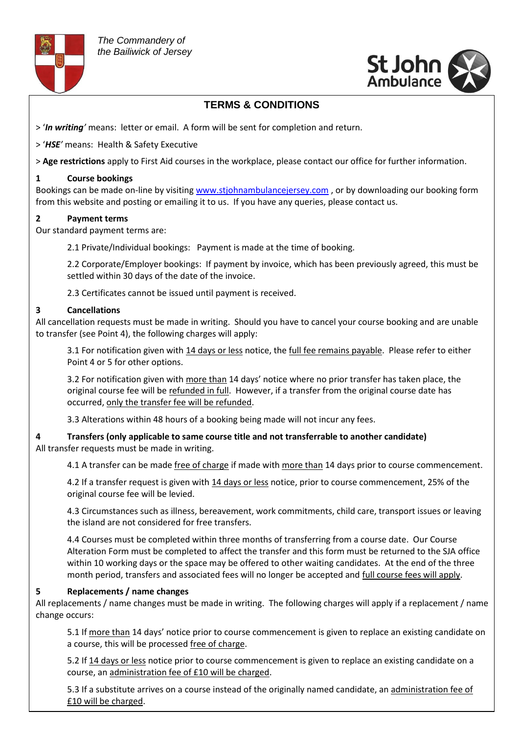The Commandery of
the Bailiwick of Jersey

St John Ambulance

## TERMS & CONDITIONS

> '*In writing*' means: letter or email. A form will be sent for completion and return.

> '*HSE*' means: Health & Safety Executive

> **Age restrictions** apply to First Aid courses in the workplace, please contact our office for further information.

### 1 Course bookings

Bookings can be made on-line by visiting www.stjohnambulancejersey.com , or by downloading our booking form from this website and posting or emailing it to us. If you have any queries, please contact us.

### 2 Payment terms

Our standard payment terms are:

2.1 Private/Individual bookings: Payment is made at the time of booking.

2.2 Corporate/Employer bookings: If payment by invoice, which has been previously agreed, this must be settled within 30 days of the date of the invoice.

2.3 Certificates cannot be issued until payment is received.

### 3 Cancellations

All cancellation requests must be made in writing. Should you have to cancel your course booking and are unable to transfer (see Point 4), the following charges will apply:

3.1 For notification given with 14 days or less notice, the full fee remains payable. Please refer to either Point 4 or 5 for other options.

3.2 For notification given with more than 14 days' notice where no prior transfer has taken place, the original course fee will be refunded in full. However, if a transfer from the original course date has occurred, only the transfer fee will be refunded.

3.3 Alterations within 48 hours of a booking being made will not incur any fees.

### 4 Transfers (only applicable to same course title and not transferrable to another candidate)

All transfer requests must be made in writing.

4.1 A transfer can be made free of charge if made with more than 14 days prior to course commencement.

4.2 If a transfer request is given with 14 days or less notice, prior to course commencement, 25% of the original course fee will be levied.

4.3 Circumstances such as illness, bereavement, work commitments, child care, transport issues or leaving the island are not considered for free transfers.

4.4 Courses must be completed within three months of transferring from a course date. Our Course Alteration Form must be completed to affect the transfer and this form must be returned to the SJA office within 10 working days or the space may be offered to other waiting candidates. At the end of the three month period, transfers and associated fees will no longer be accepted and full course fees will apply.

### 5 Replacements / name changes

All replacements / name changes must be made in writing. The following charges will apply if a replacement / name change occurs:

5.1 If more than 14 days' notice prior to course commencement is given to replace an existing candidate on a course, this will be processed free of charge.

5.2 If 14 days or less notice prior to course commencement is given to replace an existing candidate on a course, an administration fee of £10 will be charged.

5.3 If a substitute arrives on a course instead of the originally named candidate, an administration fee of £10 will be charged.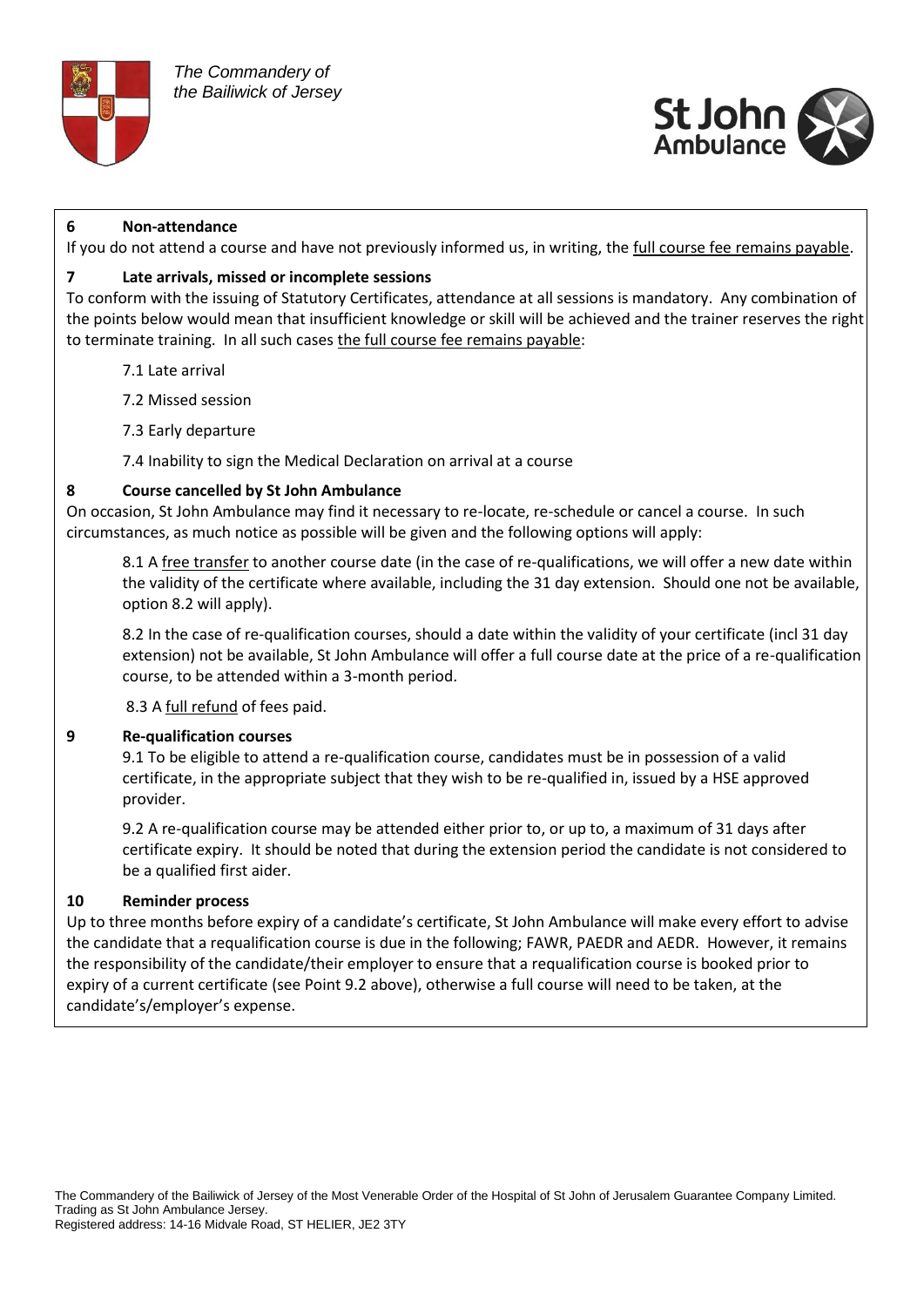## 6 Non-attendance

If you do not attend a course and have not previously informed us, in writing, the full course fee remains payable.

## 7 Late arrivals, missed or incomplete sessions

To conform with the issuing of Statutory Certificates, attendance at all sessions is mandatory. Any combination of the points below would mean that insufficient knowledge or skill will be achieved and the trainer reserves the right to terminate training. In all such cases the full course fee remains payable:

7.1 Late arrival

7.2 Missed session

7.3 Early departure

7.4 Inability to sign the Medical Declaration on arrival at a course

## 8 Course cancelled by St John Ambulance

On occasion, St John Ambulance may find it necessary to re-locate, re-schedule or cancel a course. In such circumstances, as much notice as possible will be given and the following options will apply:

8.1 A free transfer to another course date (in the case of re-qualifications, we will offer a new date within the validity of the certificate where available, including the 31 day extension. Should one not be available, option 8.2 will apply).

8.2 In the case of re-qualification courses, should a date within the validity of your certificate (incl 31 day extension) not be available, St John Ambulance will offer a full course date at the price of a re-qualification course, to be attended within a 3-month period.

8.3 A full refund of fees paid.

## 9 Re-qualification courses

9.1 To be eligible to attend a re-qualification course, candidates must be in possession of a valid certificate, in the appropriate subject that they wish to be re-qualified in, issued by a HSE approved provider.

9.2 A re-qualification course may be attended either prior to, or up to, a maximum of 31 days after certificate expiry. It should be noted that during the extension period the candidate is not considered to be a qualified first aider.

## 10 Reminder process

Up to three months before expiry of a candidate's certificate, St John Ambulance will make every effort to advise the candidate that a requalification course is due in the following; FAWR, PAEDR and AEDR. However, it remains the responsibility of the candidate/their employer to ensure that a requalification course is booked prior to expiry of a current certificate (see Point 9.2 above), otherwise a full course will need to be taken, at the candidate's/employer's expense.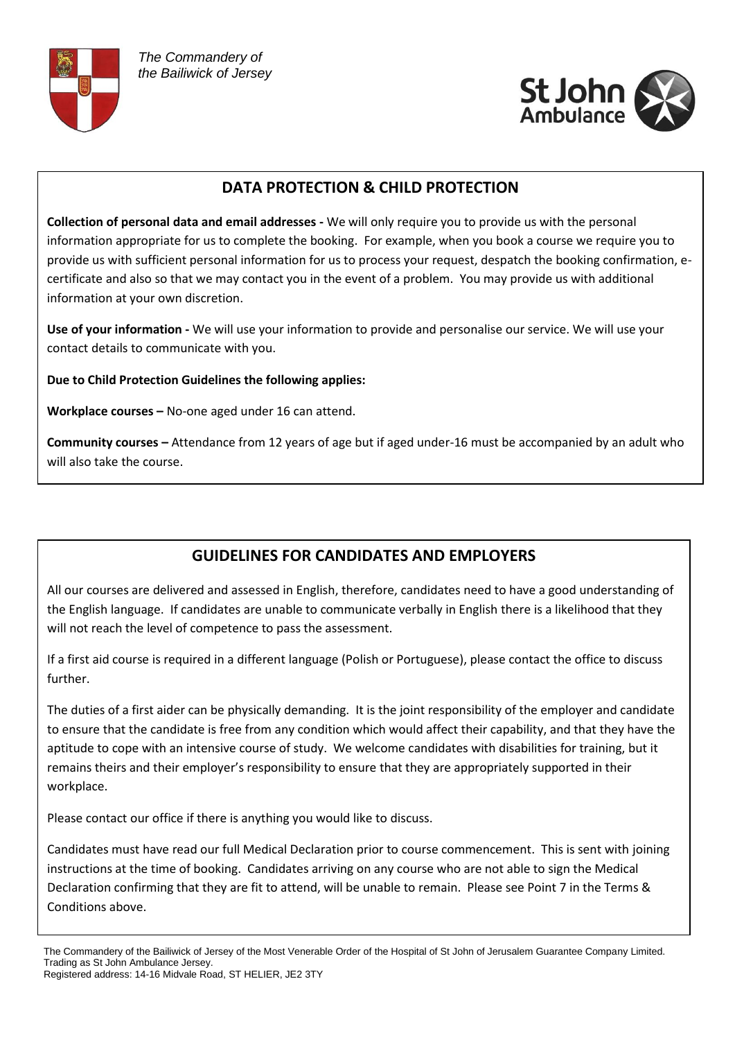*The Commandery of the Bailiwick of Jersey*

St John Ambulance

## DATA PROTECTION & CHILD PROTECTION

**Collection of personal data and email addresses -** We will only require you to provide us with the personal information appropriate for us to complete the booking. For example, when you book a course we require you to provide us with sufficient personal information for us to process your request, despatch the booking confirmation, e-certificate and also so that we may contact you in the event of a problem. You may provide us with additional information at your own discretion.

**Use of your information -** We will use your information to provide and personalise our service. We will use your contact details to communicate with you.

**Due to Child Protection Guidelines the following applies:**

**Workplace courses –** No-one aged under 16 can attend.

**Community courses –** Attendance from 12 years of age but if aged under-16 must be accompanied by an adult who will also take the course.

## GUIDELINES FOR CANDIDATES AND EMPLOYERS

All our courses are delivered and assessed in English, therefore, candidates need to have a good understanding of the English language. If candidates are unable to communicate verbally in English there is a likelihood that they will not reach the level of competence to pass the assessment.

If a first aid course is required in a different language (Polish or Portuguese), please contact the office to discuss further.

The duties of a first aider can be physically demanding. It is the joint responsibility of the employer and candidate to ensure that the candidate is free from any condition which would affect their capability, and that they have the aptitude to cope with an intensive course of study. We welcome candidates with disabilities for training, but it remains theirs and their employer's responsibility to ensure that they are appropriately supported in their workplace.

Please contact our office if there is anything you would like to discuss.

Candidates must have read our full Medical Declaration prior to course commencement. This is sent with joining instructions at the time of booking. Candidates arriving on any course who are not able to sign the Medical Declaration confirming that they are fit to attend, will be unable to remain. Please see Point 7 in the Terms & Conditions above.

The Commandery of the Bailiwick of Jersey of the Most Venerable Order of the Hospital of St John of Jerusalem Guarantee Company Limited.
Trading as St John Ambulance Jersey.
Registered address: 14-16 Midvale Road, ST HELIER, JE2 3TY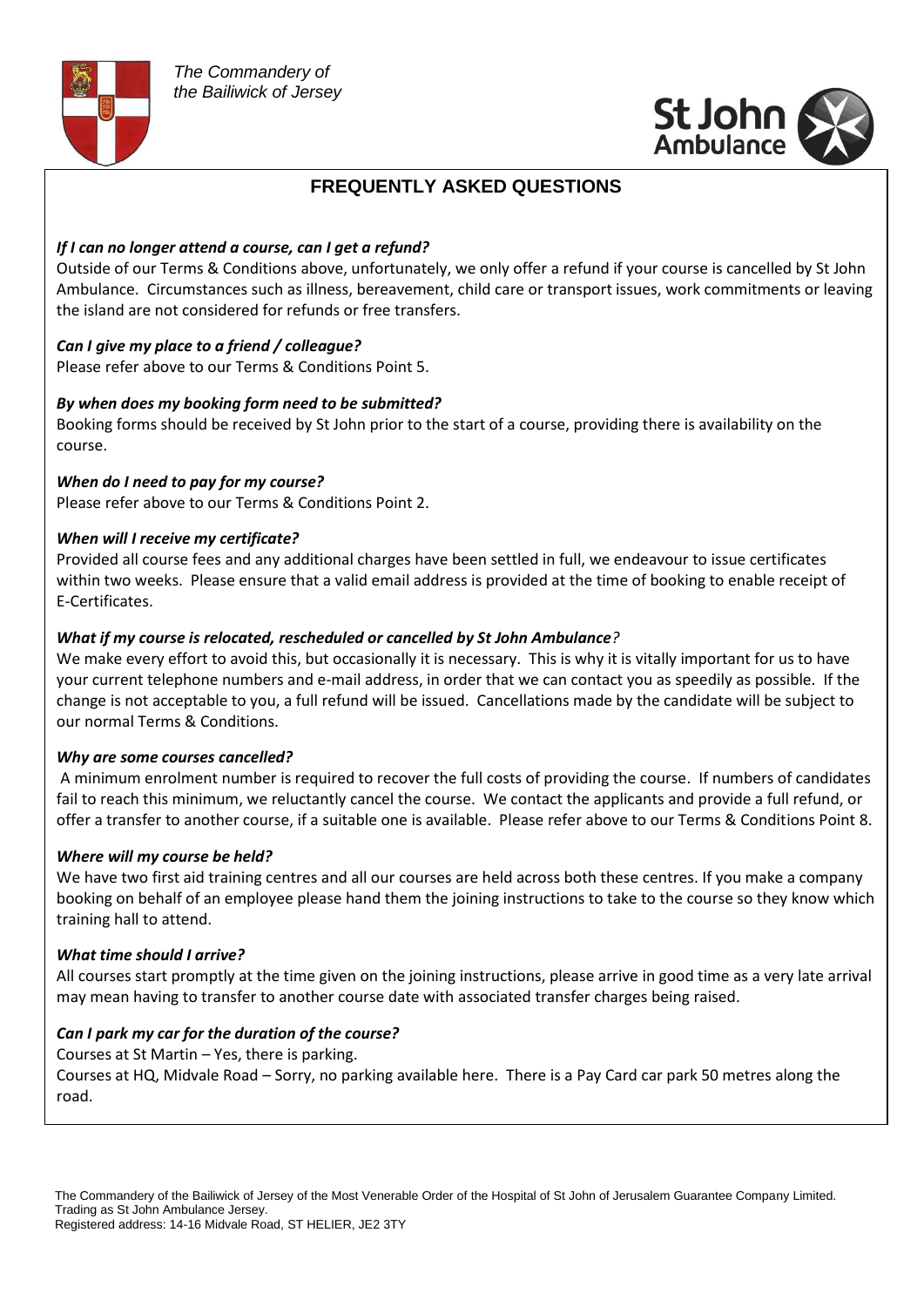The Commandery of the Bailiwick of Jersey

# FREQUENTLY ASKED QUESTIONS

***If I can no longer attend a course, can I get a refund?***

Outside of our Terms & Conditions above, unfortunately, we only offer a refund if your course is cancelled by St John Ambulance. Circumstances such as illness, bereavement, child care or transport issues, work commitments or leaving the island are not considered for refunds or free transfers.

***Can I give my place to a friend / colleague?***

Please refer above to our Terms & Conditions Point 5.

***By when does my booking form need to be submitted?***

Booking forms should be received by St John prior to the start of a course, providing there is availability on the course.

***When do I need to pay for my course?***

Please refer above to our Terms & Conditions Point 2.

***When will I receive my certificate?***

Provided all course fees and any additional charges have been settled in full, we endeavour to issue certificates within two weeks. Please ensure that a valid email address is provided at the time of booking to enable receipt of E-Certificates.

***What if my course is relocated, rescheduled or cancelled by St John Ambulance?***

We make every effort to avoid this, but occasionally it is necessary. This is why it is vitally important for us to have your current telephone numbers and e-mail address, in order that we can contact you as speedily as possible. If the change is not acceptable to you, a full refund will be issued. Cancellations made by the candidate will be subject to our normal Terms & Conditions.

***Why are some courses cancelled?***

A minimum enrolment number is required to recover the full costs of providing the course. If numbers of candidates fail to reach this minimum, we reluctantly cancel the course. We contact the applicants and provide a full refund, or offer a transfer to another course, if a suitable one is available. Please refer above to our Terms & Conditions Point 8.

***Where will my course be held?***

We have two first aid training centres and all our courses are held across both these centres. If you make a company booking on behalf of an employee please hand them the joining instructions to take to the course so they know which training hall to attend.

***What time should I arrive?***

All courses start promptly at the time given on the joining instructions, please arrive in good time as a very late arrival may mean having to transfer to another course date with associated transfer charges being raised.

***Can I park my car for the duration of the course?***

Courses at St Martin – Yes, there is parking.

Courses at HQ, Midvale Road – Sorry, no parking available here. There is a Pay Card car park 50 metres along the road.

The Commandery of the Bailiwick of Jersey of the Most Venerable Order of the Hospital of St John of Jerusalem Guarantee Company Limited.
Trading as St John Ambulance Jersey.
Registered address: 14-16 Midvale Road, ST HELIER, JE2 3TY